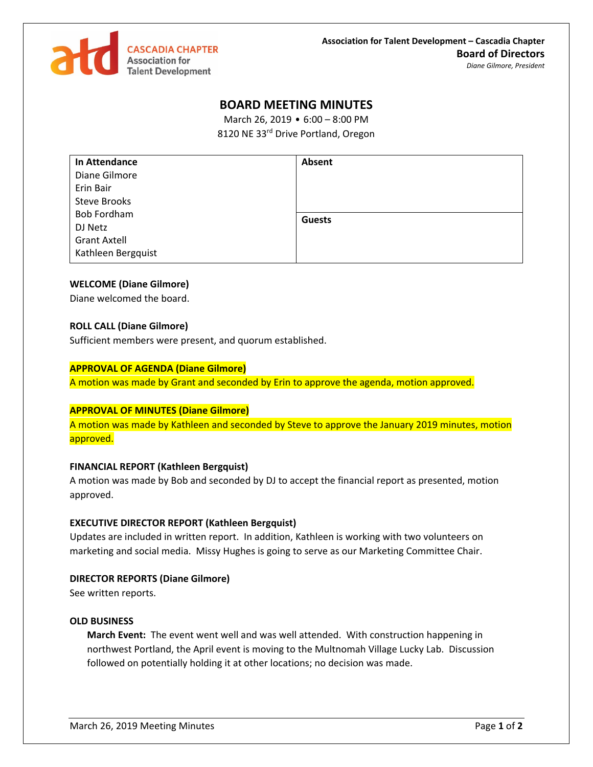**CASCADIA CHAPTER**
Association for Talent Development

**Association for Talent Development – Cascadia Chapter**
**Board of Directors**
*Diane Gilmore, President*

# BOARD MEETING MINUTES

March 26, 2019 • 6:00 – 8:00 PM
8120 NE 33rd Drive Portland, Oregon

| In Attendance | Absent |
|---|---|
| Diane Gilmore<br>Erin Bair<br>Steve Brooks<br>Bob Fordham<br>DJ Netz<br>Grant Axtell<br>Kathleen Bergquist | <br><br><br>**Guests** |

**WELCOME (Diane Gilmore)**
Diane welcomed the board.

**ROLL CALL (Diane Gilmore)**
Sufficient members were present, and quorum established.

**APPROVAL OF AGENDA (Diane Gilmore)**
A motion was made by Grant and seconded by Erin to approve the agenda, motion approved.

**APPROVAL OF MINUTES (Diane Gilmore)**
A motion was made by Kathleen and seconded by Steve to approve the January 2019 minutes, motion approved.

**FINANCIAL REPORT (Kathleen Bergquist)**
A motion was made by Bob and seconded by DJ to accept the financial report as presented, motion approved.

**EXECUTIVE DIRECTOR REPORT (Kathleen Bergquist)**
Updates are included in written report. In addition, Kathleen is working with two volunteers on marketing and social media. Missy Hughes is going to serve as our Marketing Committee Chair.

**DIRECTOR REPORTS (Diane Gilmore)**
See written reports.

**OLD BUSINESS**

**March Event:** The event went well and was well attended. With construction happening in northwest Portland, the April event is moving to the Multnomah Village Lucky Lab. Discussion followed on potentially holding it at other locations; no decision was made.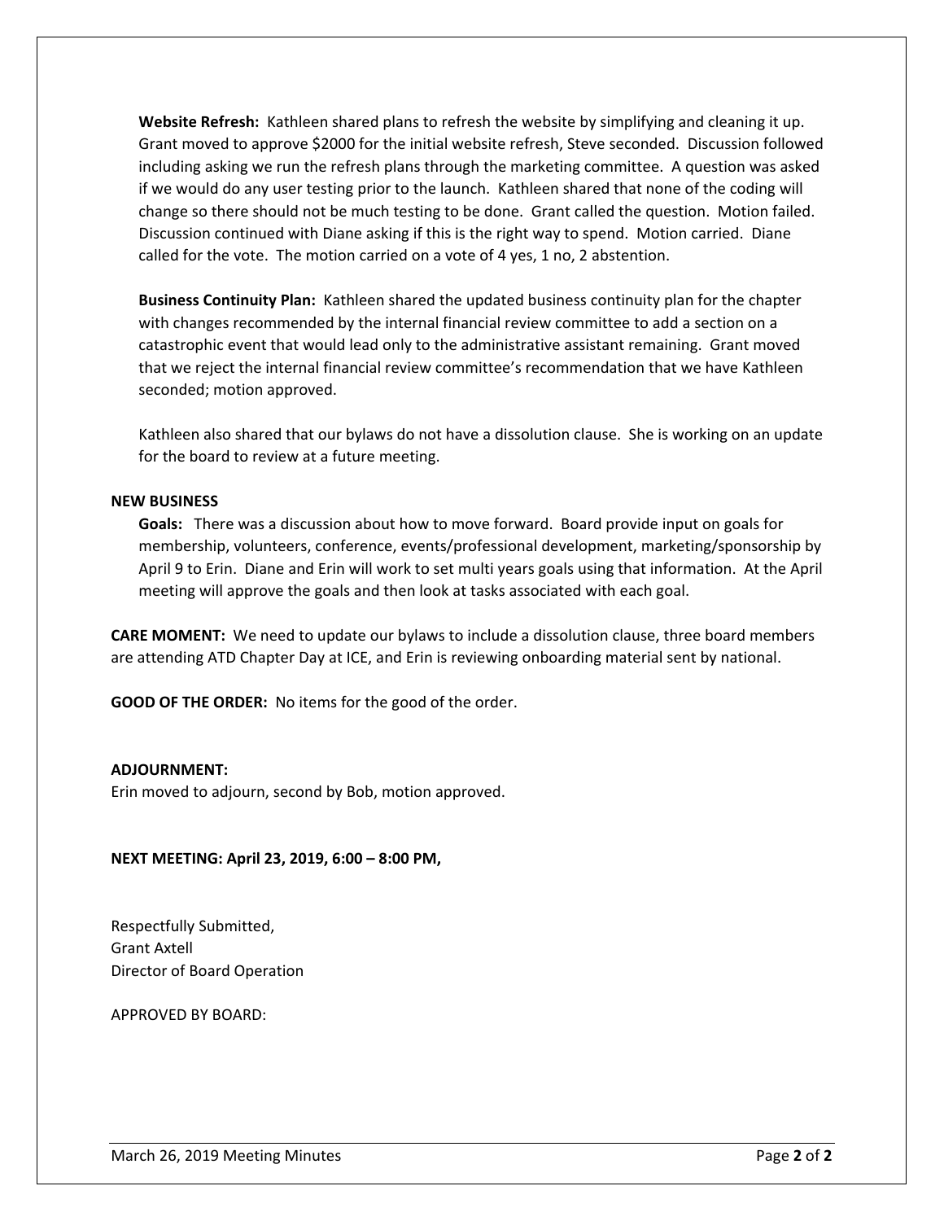**Website Refresh:** Kathleen shared plans to refresh the website by simplifying and cleaning it up. Grant moved to approve $2000 for the initial website refresh, Steve seconded. Discussion followed including asking we run the refresh plans through the marketing committee. A question was asked if we would do any user testing prior to the launch. Kathleen shared that none of the coding will change so there should not be much testing to be done. Grant called the question. Motion failed. Discussion continued with Diane asking if this is the right way to spend. Motion carried. Diane called for the vote. The motion carried on a vote of 4 yes, 1 no, 2 abstention.

**Business Continuity Plan:** Kathleen shared the updated business continuity plan for the chapter with changes recommended by the internal financial review committee to add a section on a catastrophic event that would lead only to the administrative assistant remaining. Grant moved that we reject the internal financial review committee's recommendation that we have Kathleen seconded; motion approved.

Kathleen also shared that our bylaws do not have a dissolution clause. She is working on an update for the board to review at a future meeting.

**NEW BUSINESS**

**Goals:** There was a discussion about how to move forward. Board provide input on goals for membership, volunteers, conference, events/professional development, marketing/sponsorship by April 9 to Erin. Diane and Erin will work to set multi years goals using that information. At the April meeting will approve the goals and then look at tasks associated with each goal.

**CARE MOMENT:** We need to update our bylaws to include a dissolution clause, three board members are attending ATD Chapter Day at ICE, and Erin is reviewing onboarding material sent by national.

**GOOD OF THE ORDER:** No items for the good of the order.

**ADJOURNMENT:**
Erin moved to adjourn, second by Bob, motion approved.

**NEXT MEETING: April 23, 2019, 6:00 – 8:00 PM,**

Respectfully Submitted,
Grant Axtell
Director of Board Operation

APPROVED BY BOARD: